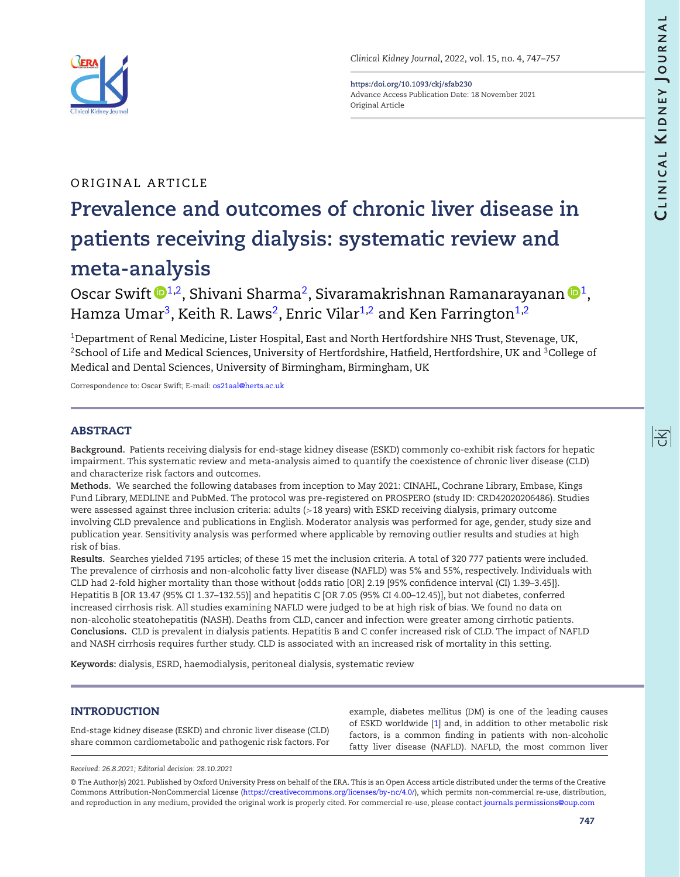ORIGINAL ARTICLE

# Prevalence and outcomes of chronic liver disease in patients receiving dialysis: systematic review and meta-analysis

Oscar Swift[1,2], Shivani Sharma[2], Sivaramakrishnan Ramanarayanan[1], Hamza Umar[3], Keith R. Laws[2], Enric Vilar[1,2] and Ken Farrington[1,2]

[1]Department of Renal Medicine, Lister Hospital, East and North Hertfordshire NHS Trust, Stevenage, UK, [2]School of Life and Medical Sciences, University of Hertfordshire, Hatfield, Hertfordshire, UK and [3]College of Medical and Dental Sciences, University of Birmingham, Birmingham, UK

Correspondence to: Oscar Swift; E-mail: os21aal@herts.ac.uk

## ABSTRACT

**Background.** Patients receiving dialysis for end-stage kidney disease (ESKD) commonly co-exhibit risk factors for hepatic impairment. This systematic review and meta-analysis aimed to quantify the coexistence of chronic liver disease (CLD) and characterize risk factors and outcomes.

**Methods.** We searched the following databases from inception to May 2021: CINAHL, Cochrane Library, Embase, Kings Fund Library, MEDLINE and PubMed. The protocol was pre-registered on PROSPERO (study ID: CRD42020206486). Studies were assessed against three inclusion criteria: adults (>18 years) with ESKD receiving dialysis, primary outcome involving CLD prevalence and publications in English. Moderator analysis was performed for age, gender, study size and publication year. Sensitivity analysis was performed where applicable by removing outlier results and studies at high risk of bias.

**Results.** Searches yielded 7195 articles; of these 15 met the inclusion criteria. A total of 320 777 patients were included. The prevalence of cirrhosis and non-alcoholic fatty liver disease (NAFLD) was 5% and 55%, respectively. Individuals with CLD had 2-fold higher mortality than those without {odds ratio [OR] 2.19 [95% confidence interval (CI) 1.39–3.45]}. Hepatitis B [OR 13.47 (95% CI 1.37–132.55)] and hepatitis C [OR 7.05 (95% CI 4.00–12.45)], but not diabetes, conferred increased cirrhosis risk. All studies examining NAFLD were judged to be at high risk of bias. We found no data on non-alcoholic steatohepatitis (NASH). Deaths from CLD, cancer and infection were greater among cirrhotic patients.

**Conclusions.** CLD is prevalent in dialysis patients. Hepatitis B and C confer increased risk of CLD. The impact of NAFLD and NASH cirrhosis requires further study. CLD is associated with an increased risk of mortality in this setting.

**Keywords:** dialysis, ESRD, haemodialysis, peritoneal dialysis, systematic review

## INTRODUCTION

End-stage kidney disease (ESKD) and chronic liver disease (CLD) share common cardiometabolic and pathogenic risk factors. For example, diabetes mellitus (DM) is one of the leading causes of ESKD worldwide [1] and, in addition to other metabolic risk factors, is a common finding in patients with non-alcoholic fatty liver disease (NAFLD). NAFLD, the most common liver

*Received: 26.8.2021; Editorial decision: 28.10.2021*

© The Author(s) 2021. Published by Oxford University Press on behalf of the ERA. This is an Open Access article distributed under the terms of the Creative Commons Attribution-NonCommercial License (https://creativecommons.org/licenses/by-nc/4.0/), which permits non-commercial re-use, distribution, and reproduction in any medium, provided the original work is properly cited. For commercial re-use, please contact journals.permissions@oup.com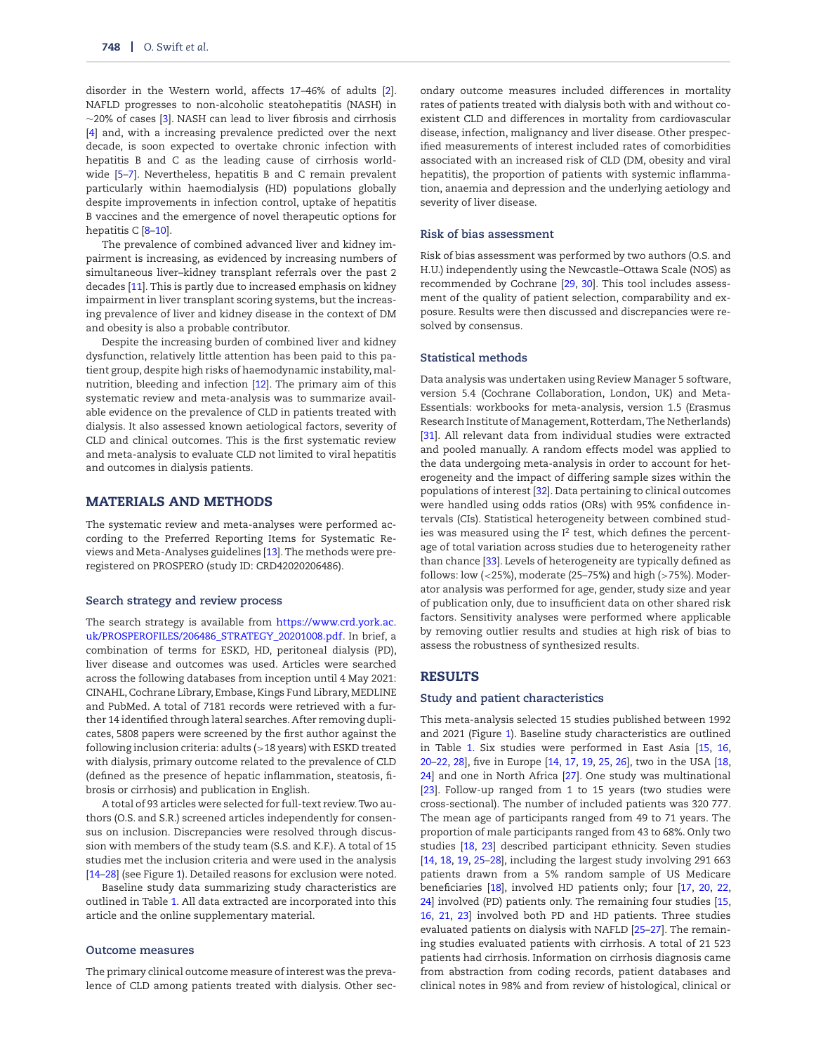disorder in the Western world, affects 17–46% of adults [2]. NAFLD progresses to non-alcoholic steatohepatitis (NASH) in ∼20% of cases [3]. NASH can lead to liver fibrosis and cirrhosis [4] and, with a increasing prevalence predicted over the next decade, is soon expected to overtake chronic infection with hepatitis B and C as the leading cause of cirrhosis worldwide [5–7]. Nevertheless, hepatitis B and C remain prevalent particularly within haemodialysis (HD) populations globally despite improvements in infection control, uptake of hepatitis B vaccines and the emergence of novel therapeutic options for hepatitis C [8–10].

The prevalence of combined advanced liver and kidney impairment is increasing, as evidenced by increasing numbers of simultaneous liver–kidney transplant referrals over the past 2 decades [11]. This is partly due to increased emphasis on kidney impairment in liver transplant scoring systems, but the increasing prevalence of liver and kidney disease in the context of DM and obesity is also a probable contributor.

Despite the increasing burden of combined liver and kidney dysfunction, relatively little attention has been paid to this patient group, despite high risks of haemodynamic instability, malnutrition, bleeding and infection [12]. The primary aim of this systematic review and meta-analysis was to summarize available evidence on the prevalence of CLD in patients treated with dialysis. It also assessed known aetiological factors, severity of CLD and clinical outcomes. This is the first systematic review and meta-analysis to evaluate CLD not limited to viral hepatitis and outcomes in dialysis patients.

## MATERIALS AND METHODS

The systematic review and meta-analyses were performed according to the Preferred Reporting Items for Systematic Reviews and Meta-Analyses guidelines [13]. The methods were preregistered on PROSPERO (study ID: CRD42020206486).

### Search strategy and review process

The search strategy is available from https://www.crd.york.ac.uk/PROSPEROFILES/206486_STRATEGY_20201008.pdf. In brief, a combination of terms for ESKD, HD, peritoneal dialysis (PD), liver disease and outcomes was used. Articles were searched across the following databases from inception until 4 May 2021: CINAHL, Cochrane Library, Embase, Kings Fund Library, MEDLINE and PubMed. A total of 7181 records were retrieved with a further 14 identified through lateral searches. After removing duplicates, 5808 papers were screened by the first author against the following inclusion criteria: adults (>18 years) with ESKD treated with dialysis, primary outcome related to the prevalence of CLD (defined as the presence of hepatic inflammation, steatosis, fibrosis or cirrhosis) and publication in English.

A total of 93 articles were selected for full-text review. Two authors (O.S. and S.R.) screened articles independently for consensus on inclusion. Discrepancies were resolved through discussion with members of the study team (S.S. and K.F.). A total of 15 studies met the inclusion criteria and were used in the analysis [14–28] (see Figure 1). Detailed reasons for exclusion were noted.

Baseline study data summarizing study characteristics are outlined in Table 1. All data extracted are incorporated into this article and the online supplementary material.

### Outcome measures

The primary clinical outcome measure of interest was the prevalence of CLD among patients treated with dialysis. Other secondary outcome measures included differences in mortality rates of patients treated with dialysis both with and without coexistent CLD and differences in mortality from cardiovascular disease, infection, malignancy and liver disease. Other prespecified measurements of interest included rates of comorbidities associated with an increased risk of CLD (DM, obesity and viral hepatitis), the proportion of patients with systemic inflammation, anaemia and depression and the underlying aetiology and severity of liver disease.

### Risk of bias assessment

Risk of bias assessment was performed by two authors (O.S. and H.U.) independently using the Newcastle–Ottawa Scale (NOS) as recommended by Cochrane [29, 30]. This tool includes assessment of the quality of patient selection, comparability and exposure. Results were then discussed and discrepancies were resolved by consensus.

### Statistical methods

Data analysis was undertaken using Review Manager 5 software, version 5.4 (Cochrane Collaboration, London, UK) and Meta-Essentials: workbooks for meta-analysis, version 1.5 (Erasmus Research Institute of Management, Rotterdam, The Netherlands) [31]. All relevant data from individual studies were extracted and pooled manually. A random effects model was applied to the data undergoing meta-analysis in order to account for heterogeneity and the impact of differing sample sizes within the populations of interest [32]. Data pertaining to clinical outcomes were handled using odds ratios (ORs) with 95% confidence intervals (CIs). Statistical heterogeneity between combined studies was measured using the $I^2$ test, which defines the percentage of total variation across studies due to heterogeneity rather than chance [33]. Levels of heterogeneity are typically defined as follows: low (<25%), moderate (25–75%) and high (>75%). Moderator analysis was performed for age, gender, study size and year of publication only, due to insufficient data on other shared risk factors. Sensitivity analyses were performed where applicable by removing outlier results and studies at high risk of bias to assess the robustness of synthesized results.

## RESULTS

### Study and patient characteristics

This meta-analysis selected 15 studies published between 1992 and 2021 (Figure 1). Baseline study characteristics are outlined in Table 1. Six studies were performed in East Asia [15, 16, 20–22, 28], five in Europe [14, 17, 19, 25, 26], two in the USA [18, 24] and one in North Africa [27]. One study was multinational [23]. Follow-up ranged from 1 to 15 years (two studies were cross-sectional). The number of included patients was 320 777. The mean age of participants ranged from 49 to 71 years. The proportion of male participants ranged from 43 to 68%. Only two studies [18, 23] described participant ethnicity. Seven studies [14, 18, 19, 25–28], including the largest study involving 291 663 patients drawn from a 5% random sample of US Medicare beneficiaries [18], involved HD patients only; four [17, 20, 22, 24] involved (PD) patients only. The remaining four studies [15, 16, 21, 23] involved both PD and HD patients. Three studies evaluated patients on dialysis with NAFLD [25–27]. The remaining studies evaluated patients with cirrhosis. A total of 21 523 patients had cirrhosis. Information on cirrhosis diagnosis came from abstraction from coding records, patient databases and clinical notes in 98% and from review of histological, clinical or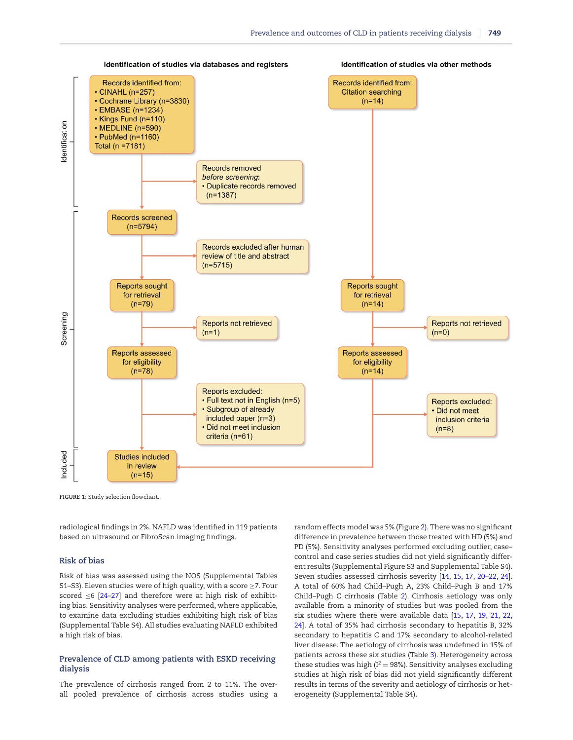Identification of studies via databases and registers

Identification of studies via other methods

**Identification**

Records identified from:
- CINAHL (n=257)
- Cochrane Library (n=3830)
- EMBASE (n=1234)
- Kings Fund (n=110)
- MEDLINE (n=590)
- PubMed (n=1160)

Total (n =7181)

Records removed *before screening*:
- Duplicate records removed (n=1387)

Records identified from: Citation searching (n=14)

**Screening**

Records screened (n=5794)

Records excluded after human review of title and abstract (n=5715)

Reports sought for retrieval (n=79)

Reports not retrieved (n=1)

Reports assessed for eligibility (n=78)

Reports excluded:
- Full text not in English (n=5)
- Subgroup of already included paper (n=3)
- Did not meet inclusion criteria (n=61)

Reports sought for retrieval (n=14)

Reports not retrieved (n=0)

Reports assessed for eligibility (n=14)

Reports excluded:
- Did not meet inclusion criteria (n=8)

**Included**

Studies included in review (n=15)

FIGURE 1: Study selection flowchart.

radiological findings in 2%. NAFLD was identified in 119 patients based on ultrasound or FibroScan imaging findings.

## Risk of bias

Risk of bias was assessed using the NOS (Supplemental Tables S1–S3). Eleven studies were of high quality, with a score ≥7. Four scored ≤6 [24–27] and therefore were at high risk of exhibiting bias. Sensitivity analyses were performed, where applicable, to examine data excluding studies exhibiting high risk of bias (Supplemental Table S4). All studies evaluating NAFLD exhibited a high risk of bias.

## Prevalence of CLD among patients with ESKD receiving dialysis

The prevalence of cirrhosis ranged from 2 to 11%. The overall pooled prevalence of cirrhosis across studies using a random effects model was 5% (Figure 2). There was no significant difference in prevalence between those treated with HD (5%) and PD (5%). Sensitivity analyses performed excluding outlier, case–control and case series studies did not yield significantly different results (Supplemental Figure S3 and Supplemental Table S4). Seven studies assessed cirrhosis severity [14, 15, 17, 20–22, 24]. A total of 60% had Child–Pugh A, 23% Child–Pugh B and 17% Child–Pugh C cirrhosis (Table 2). Cirrhosis aetiology was only available from a minority of studies but was pooled from the six studies where there were available data [15, 17, 19, 21, 22, 24]. A total of 35% had cirrhosis secondary to hepatitis B, 32% secondary to hepatitis C and 17% secondary to alcohol-related liver disease. The aetiology of cirrhosis was undefined in 15% of patients across these six studies (Table 3). Heterogeneity across these studies was high ($I^2 = 98\%$). Sensitivity analyses excluding studies at high risk of bias did not yield significantly different results in terms of the severity and aetiology of cirrhosis or heterogeneity (Supplemental Table S4).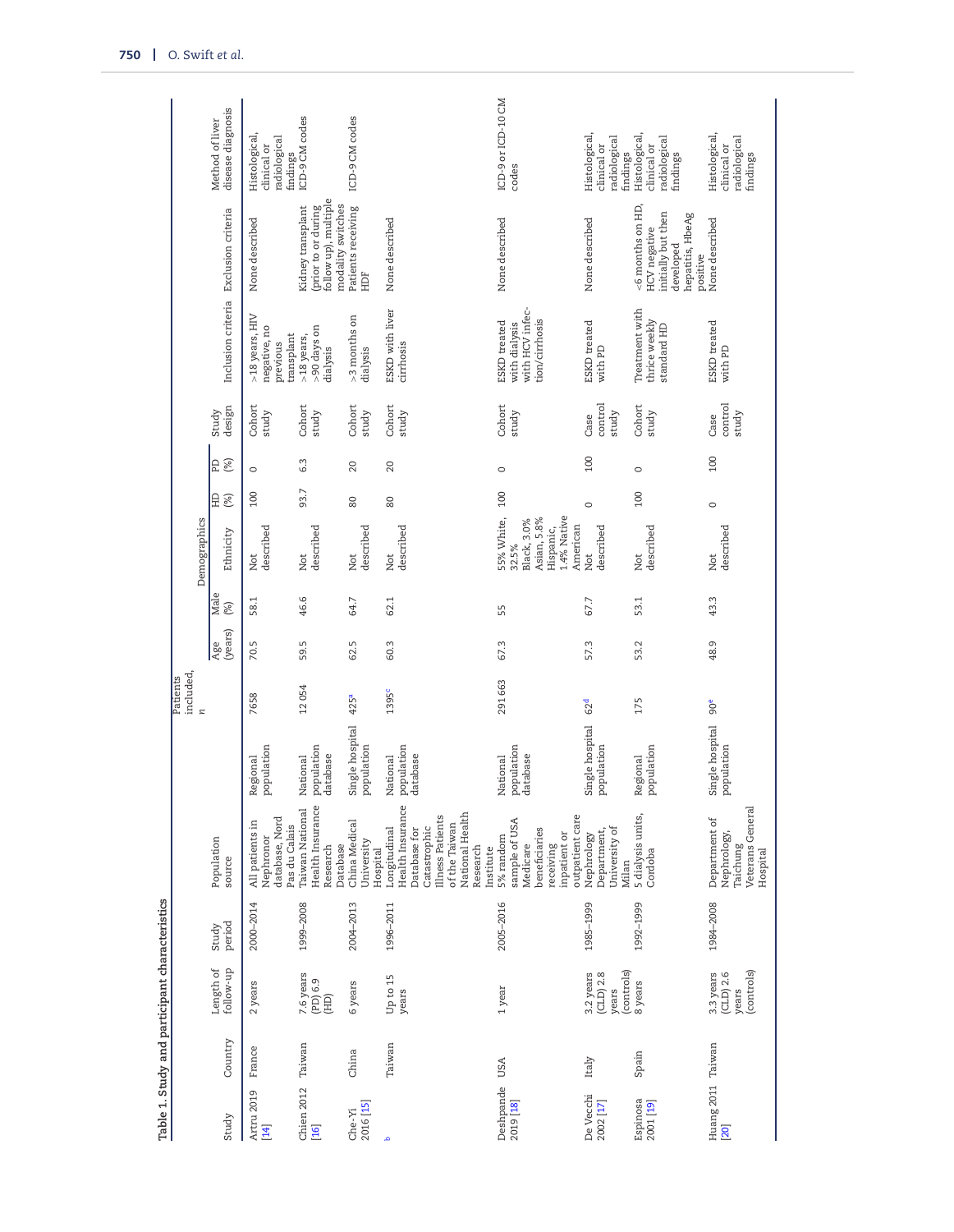**Table 1. Study and participant characteristics**

| Study | Country | Length of follow-up | Study period | Population source | | Patients included, n | Demographics | | | HD (%) | PD (%) | Study design | Inclusion criteria | Exclusion criteria | Method of liver disease diagnosis |
|---|---|---|---|---|---|---|---|---|---|---|---|---|---|---|---|
| | | | | | | | Age (years) | Male (%) | Ethnicity | | | | | | |
| Artru 2019 [14] | France | 2 years | 2000–2014 | All patients in Nephronor database, Nord Pas du Calais | Regional population | 7658 | 70.5 | 58.1 | Not described | 100 | 0 | Cohort study | >18 years, HIV negative, no previous transplant | None described | Histological, clinical or radiological findings |
| Chien 2012 [16] | Taiwan | 7.6 years (PD) 6.9 (HD) | 1999–2008 | Taiwan National Health Insurance Research Database | National population database | 12 054 | 59.5 | 46.6 | Not described | 93.7 | 6.3 | Cohort study | >18 years, >90 days on dialysis | Kidney transplant (prior to or during follow up), multiple modality switches | ICD-9 CM codes |
| Che-Yi 2016 [15] | China | 6 years | 2004–2013 | China Medical University Hospital | Single hospital population | 425[a] | 62.5 | 64.7 | Not described | 80 | 20 | Cohort study | >3 months on dialysis | Patients receiving HDF | ICD-9 CM codes |
| [b] | Taiwan | Up to 15 years | 1996–2011 | Longitudinal Health Insurance Database for Catastrophic Illness Patients of the Taiwan National Health Research Institute | National population database | 1395[c] | 60.3 | 62.1 | Not described | 80 | 20 | Cohort study | ESKD with liver cirrhosis | None described | |
| Deshpande 2019 [18] | USA | 1 year | 2005–2016 | 5% random sample of USA Medicare beneficiaries receiving inpatient or outpatient care | National population database | 291 663 | 67.3 | 55 | 55% White, 32.5% Black, 3.0% Asian, 5.8% Hispanic, 1.4% Native American | 100 | 0 | Cohort study | ESKD treated with dialysis with HCV infection/cirrhosis | None described | ICD-9 or ICD-10 CM codes |
| De Vecchi 2002 [17] | Italy | 3.2 years (CLD) 2.8 years (controls) | 1985–1999 | Nephrology Department, University of Milan | Single hospital population | 62[d] | 57.3 | 67.7 | Not described | 0 | 100 | Case control study | ESKD treated with PD | None described | Histological, clinical or radiological findings |
| Espinosa 2001 [19] | Spain | 8 years | 1992–1999 | 5 dialysis units, Cordoba | Regional population | 175 | 53.2 | 53.1 | Not described | 100 | 0 | Cohort study | Treatment with thrice weekly standard HD | <6 months on HD, HCV negative initially but then developed hepatitis, HbeAg positive | Histological, clinical or radiological findings |
| Huang 2011 [20] | Taiwan | 3.3 years (CLD) 2.6 years (controls) | 1984–2008 | Department of Nephrology, Taichung Veterans General Hospital | Single hospital population | 90[e] | 48.9 | 43.3 | Not described | 0 | 100 | Case control study | ESKD treated with PD | None described | Histological, clinical or radiological findings |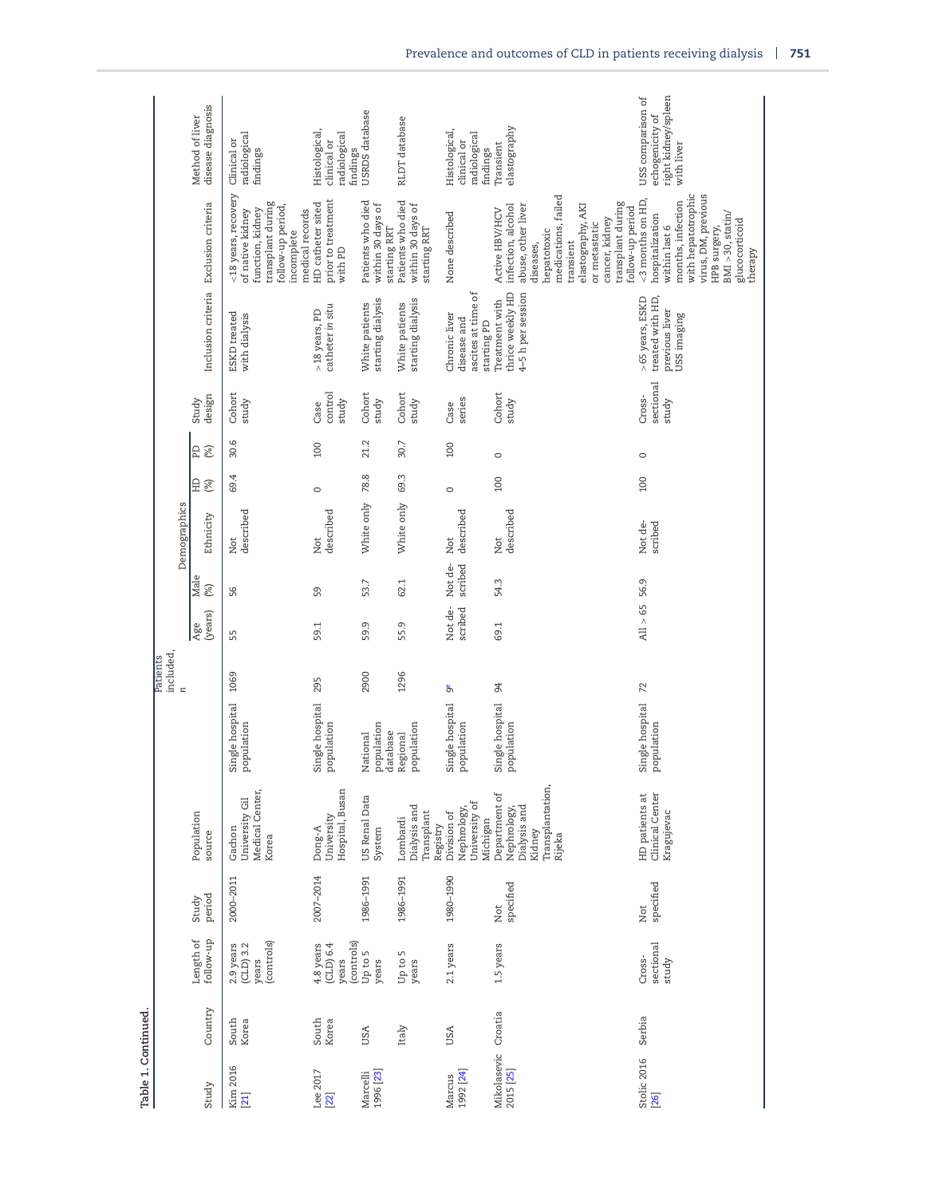Table 1. Continued.

| Study | Country | Length of follow-up | Study period | Population source | | Patients included, n | Demographics | | | HD (%) | PD (%) | Study design | Inclusion criteria | Exclusion criteria | Method of liver disease diagnosis |
|---|---|---|---|---|---|---|---|---|---|---|---|---|---|---|---|
| | | | | | | | Age (years) | Male (%) | Ethnicity | | | | | | |
| Kim 2016 [21] | South Korea | 2.9 years (CLD) 3.2 years (controls) | 2000–2011 | Gachon University Gil Medical Center, Korea | Single hospital population | 1069 | 55 | 56 | Not described | 69.4 | 30.6 | Cohort study | ESKD treated with dialysis | <18 years, recovery of native kidney function, kidney transplant during follow-up period, incomplete medical records | Clinical or radiological findings |
| Lee 2017 [22] | South Korea | 4.8 years (CLD) 6.4 years (controls) | 2007–2014 | Dong-A University Hospital, Busan | Single hospital population | 295 | 59.1 | 59 | Not described | 0 | 100 | Case control study | >18 years, PD catheter in situ | HD catheter sited prior to treatment with PD | Histological, clinical or radiological findings |
| Marcelli 1996 [23] | USA | Up to 5 years | 1986–1991 | US Renal Data System | National population database | 2900 | 59.9 | 53.7 | White only | 78.8 | 21.2 | Cohort study | White patients starting dialysis | Patients who died within 30 days of starting RRT | USRDS database |
| | Italy | Up to 5 years | 1986–1991 | Lombardi Dialysis and Transplant Registry | Regional population | 1296 | 55.9 | 62.1 | White only | 69.3 | 30.7 | Cohort study | White patients starting dialysis | Patients who died within 30 days of starting RRT | RLDT database |
| Marcus 1992 [24] | USA | 2.1 years | 1980–1990 | Division of Nephrology, University of Michigan | Single hospital population | 9[c] | Not described | Not described | Not described | 0 | 100 | Case series | Chronic liver disease and ascites at time of starting PD | None described | Histological, clinical or radiological findings |
| Mikolasevic 2015 [25] | Croatia | 1.5 years | Not specified | Department of Nephrology, Dialysis and Kidney Transplantation, Rijeka | Single hospital population | 94 | 69.1 | 54.3 | Not described | 100 | 0 | Cohort study | Treatment with thrice weekly HD 4–5 h per session | Active HBV/HCV infection, alcohol abuse, other liver diseases, hepatotoxic medications, failed transient elastography, AKI or metastatic cancer, kidney transplant during follow-up period | Transient elastography |
| Stolic 2016 [26] | Serbia | Cross-sectional study | Not specified | HD patients at Clinical Center Kragujevac | Single hospital population | 72 | All > 65 | 56.9 | Not described | 100 | 0 | Cross-sectional study | >65 years, ESKD treated with HD, previous liver USS imaging | <3 months on HD, hospitalization within last 6 months, infection with hepatotrophic virus, DM, previous HPB surgery, BMI >30, statin/glucocorticoid therapy | USS comparison of echogenicity of right kidney/spleen with liver |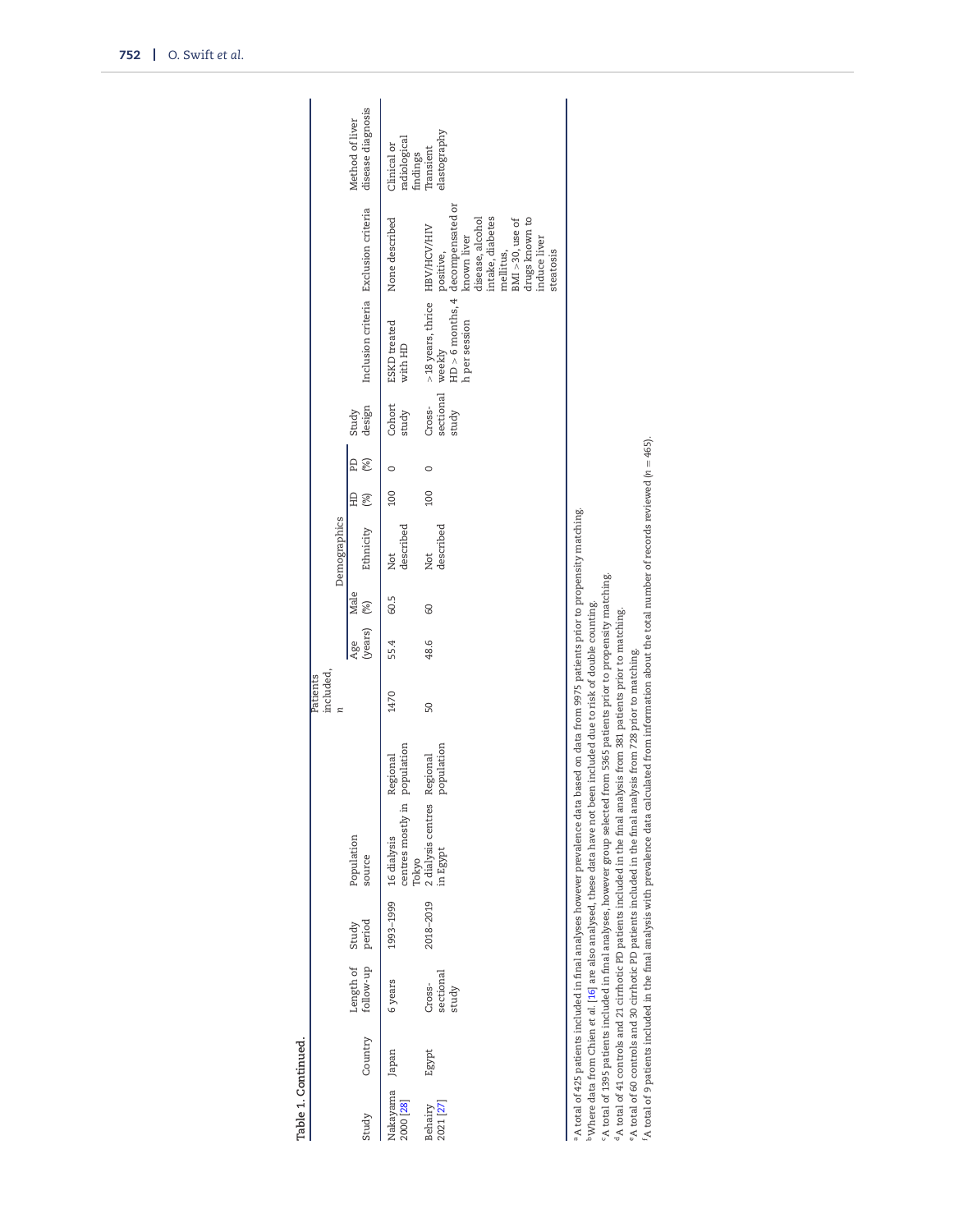**Table 1. Continued.**

| Study | Country | Length of follow-up | Study period | Population source | | Patients included, n | Demographics | | | | | Study design | Inclusion criteria | Exclusion criteria | Method of liver disease diagnosis |
|---|---|---|---|---|---|---|---|---|---|---|---|---|---|---|---|
| | | | | | | | Age (years) | Male (%) | Ethnicity | HD (%) | PD (%) | | | | |
| Nakayama 2000 [28] | Japan | 6 years | 1993–1999 | 16 dialysis centres mostly in Tokyo | Regional population | 1470 | 55.4 | 60.5 | Not described | 100 | 0 | Cohort study | ESKD treated with HD | None described | Clinical or radiological findings |
| Behairy 2021 [27] | Egypt | Cross-sectional study | 2018–2019 | 2 dialysis centres in Egypt | Regional population | 50 | 48.6 | 60 | Not described | 100 | 0 | Cross-sectional study | >18 years, thrice weekly HD >6 months, 4 h per session | HBV/HCV/HIV positive, decompensated or known liver disease, alcohol intake, diabetes mellitus, BMI >30, use of drugs known to induce liver steatosis | Transient elastography |

[a] A total of 425 patients included in final analyses however prevalence data based on data from 9975 patients prior to propensity matching.
[b] Where data from Chien et al. [16] are also analysed, these data have not been included due to risk of double counting.
[c] A total of 1395 patients included in final analyses, however group selected from 5365 patients prior to propensity matching.
[d] A total of 41 controls and 21 cirrhotic PD patients included in the final analysis from 381 patients prior to matching.
[e] A total of 60 controls and 30 cirrhotic PD patients included in the final analysis from 728 prior to matching.
[f] A total of 9 patients included in the final analysis with prevalence data calculated from information about the total number of records reviewed (n = 465).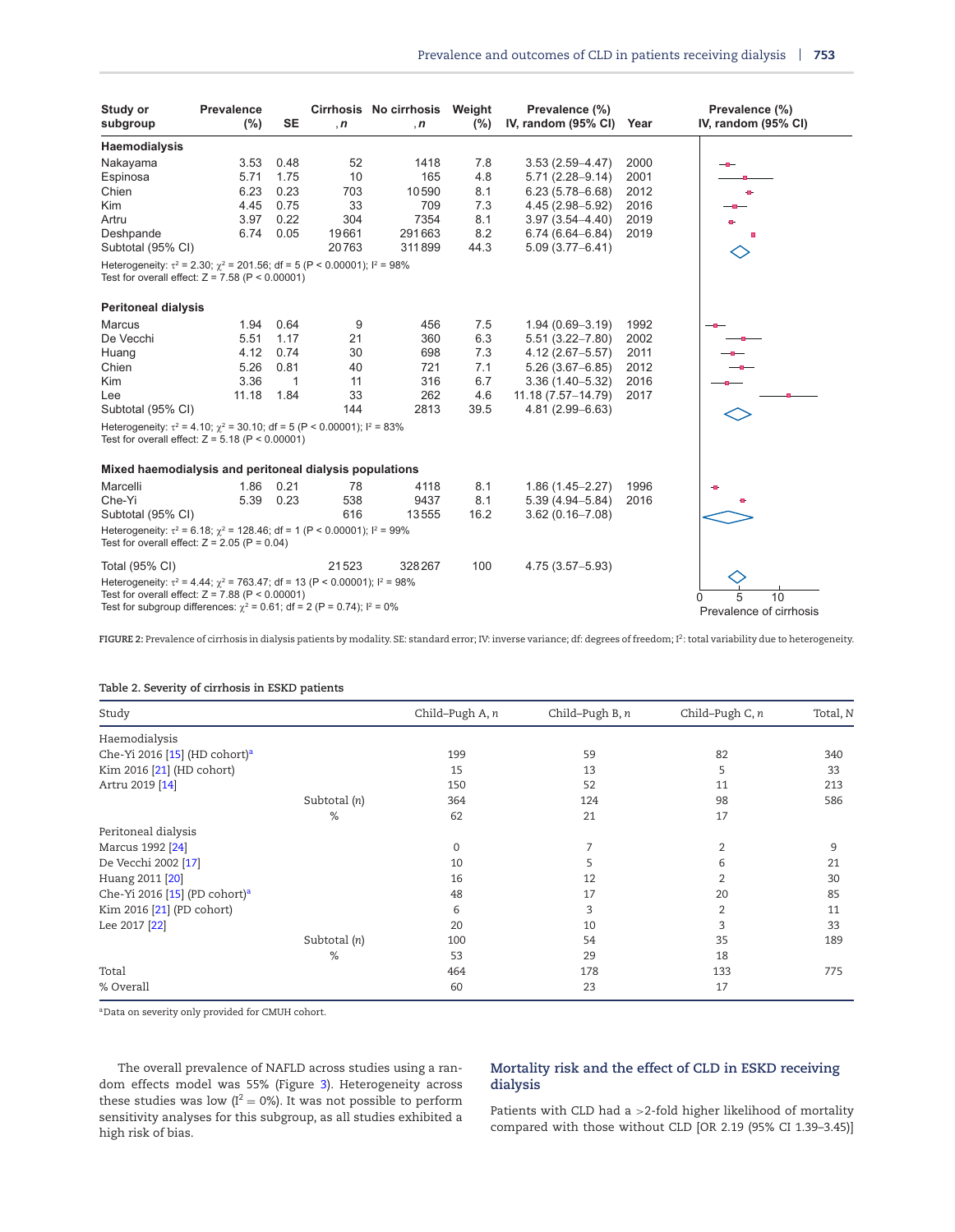| Study or subgroup | Prevalence (%) | SE | Cirrhosis , n | No cirrhosis , n | Weight (%) | Prevalence (%) IV, random (95% CI) | Year |
|---|---|---|---|---|---|---|---|
| **Haemodialysis** | | | | | | | |
| Nakayama | 3.53 | 0.48 | 52 | 1418 | 7.8 | 3.53 (2.59–4.47) | 2000 |
| Espinosa | 5.71 | 1.75 | 10 | 165 | 4.8 | 5.71 (2.28–9.14) | 2001 |
| Chien | 6.23 | 0.23 | 703 | 10590 | 8.1 | 6.23 (5.78–6.68) | 2012 |
| Kim | 4.45 | 0.75 | 33 | 709 | 7.3 | 4.45 (2.98–5.92) | 2016 |
| Artru | 3.97 | 0.22 | 304 | 7354 | 8.1 | 3.97 (3.54–4.40) | 2019 |
| Deshpande | 6.74 | 0.05 | 19661 | 291663 | 8.2 | 6.74 (6.64–6.84) | 2019 |
| Subtotal (95% CI) | | | 20763 | 311899 | 44.3 | 5.09 (3.77–6.41) | |
| Heterogeneity: $\tau^2$ = 2.30; $\chi^2$ = 201.56; df = 5 (P < 0.00001); $I^2$ = 98% | | | | | | | |
| Test for overall effect: Z = 7.58 (P < 0.00001) | | | | | | | |
| **Peritoneal dialysis** | | | | | | | |
| Marcus | 1.94 | 0.64 | 9 | 456 | 7.5 | 1.94 (0.69–3.19) | 1992 |
| De Vecchi | 5.51 | 1.17 | 21 | 360 | 6.3 | 5.51 (3.22–7.80) | 2002 |
| Huang | 4.12 | 0.74 | 30 | 698 | 7.3 | 4.12 (2.67–5.57) | 2011 |
| Chien | 5.26 | 0.81 | 40 | 721 | 7.1 | 5.26 (3.67–6.85) | 2012 |
| Kim | 3.36 | 1 | 11 | 316 | 6.7 | 3.36 (1.40–5.32) | 2016 |
| Lee | 11.18 | 1.84 | 33 | 262 | 4.6 | 11.18 (7.57–14.79) | 2017 |
| Subtotal (95% CI) | | | 144 | 2813 | 39.5 | 4.81 (2.99–6.63) | |
| Heterogeneity: $\tau^2$ = 4.10; $\chi^2$ = 30.10; df = 5 (P < 0.00001); $I^2$ = 83% | | | | | | | |
| Test for overall effect: Z = 5.18 (P < 0.00001) | | | | | | | |
| **Mixed haemodialysis and peritoneal dialysis populations** | | | | | | | |
| Marcelli | 1.86 | 0.21 | 78 | 4118 | 8.1 | 1.86 (1.45–2.27) | 1996 |
| Che-Yi | 5.39 | 0.23 | 538 | 9437 | 8.1 | 5.39 (4.94–5.84) | 2016 |
| Subtotal (95% CI) | | | 616 | 13555 | 16.2 | 3.62 (0.16–7.08) | |
| Heterogeneity: $\tau^2$ = 6.18; $\chi^2$ = 128.46; df = 1 (P < 0.00001); $I^2$ = 99% | | | | | | | |
| Test for overall effect: Z = 2.05 (P = 0.04) | | | | | | | |
| Total (95% CI) | | | 21523 | 328267 | 100 | 4.75 (3.57–5.93) | |
| Heterogeneity: $\tau^2$ = 4.44; $\chi^2$ = 763.47; df = 13 (P < 0.00001); $I^2$ = 98% | | | | | | | |
| Test for overall effect: Z = 7.88 (P < 0.00001) | | | | | | | |
| Test for subgroup differences: $\chi^2$ = 0.61; df = 2 (P = 0.74); $I^2$ = 0% | | | | | | | |

FIGURE 2: Prevalence of cirrhosis in dialysis patients by modality. SE: standard error; IV: inverse variance; df: degrees of freedom; $I^2$: total variability due to heterogeneity.

Table 2. Severity of cirrhosis in ESKD patients

| Study | | Child–Pugh A, n | Child–Pugh B, n | Child–Pugh C, n | Total, N |
|---|---|---|---|---|---|
| Haemodialysis | | | | | |
| Che-Yi 2016 [15] (HD cohort)[a] | | 199 | 59 | 82 | 340 |
| Kim 2016 [21] (HD cohort) | | 15 | 13 | 5 | 33 |
| Artru 2019 [14] | | 150 | 52 | 11 | 213 |
| | Subtotal (n) | 364 | 124 | 98 | 586 |
| | % | 62 | 21 | 17 | |
| Peritoneal dialysis | | | | | |
| Marcus 1992 [24] | | 0 | 7 | 2 | 9 |
| De Vecchi 2002 [17] | | 10 | 5 | 6 | 21 |
| Huang 2011 [20] | | 16 | 12 | 2 | 30 |
| Che-Yi 2016 [15] (PD cohort)[a] | | 48 | 17 | 20 | 85 |
| Kim 2016 [21] (PD cohort) | | 6 | 3 | 2 | 11 |
| Lee 2017 [22] | | 20 | 10 | 3 | 33 |
| | Subtotal (n) | 100 | 54 | 35 | 189 |
| | % | 53 | 29 | 18 | |
| Total | | 464 | 178 | 133 | 775 |
| % Overall | | 60 | 23 | 17 | |

[a]Data on severity only provided for CMUH cohort.

The overall prevalence of NAFLD across studies using a random effects model was 55% (Figure 3). Heterogeneity across these studies was low ($I^2 = 0\%$). It was not possible to perform sensitivity analyses for this subgroup, as all studies exhibited a high risk of bias.

## Mortality risk and the effect of CLD in ESKD receiving dialysis

Patients with CLD had a >2-fold higher likelihood of mortality compared with those without CLD [OR 2.19 (95% CI 1.39–3.45)]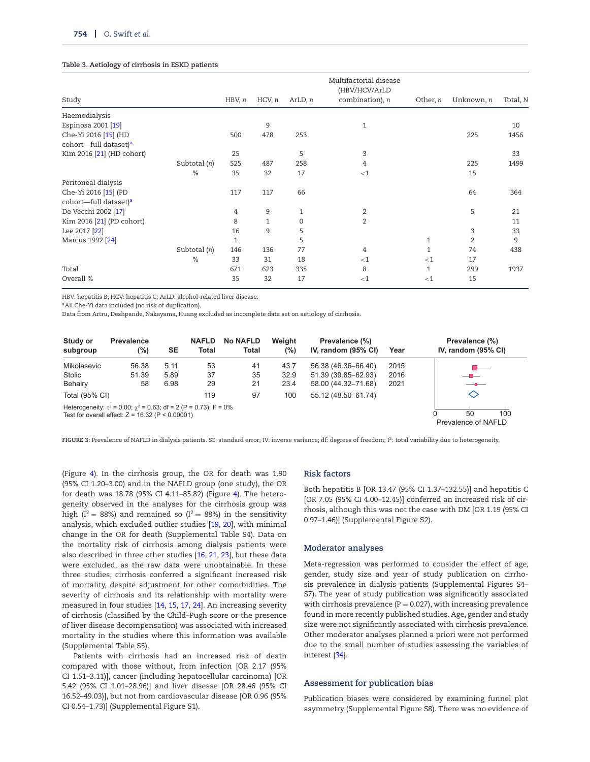**Table 3. Aetiology of cirrhosis in ESKD patients**

| Study | | HBV, *n* | HCV, *n* | ArLD, *n* | Multifactorial disease (HBV/HCV/ArLD combination), *n* | Other, *n* | Unknown, *n* | Total, N |
|---|---|---|---|---|---|---|---|---|
| Haemodialysis | | | | | | | | |
| Espinosa 2001 [19] | | | 9 | | 1 | | | 10 |
| Che-Yi 2016 [15] (HD cohort—full dataset)[a] | | 500 | 478 | 253 | | | 225 | 1456 |
| Kim 2016 [21] (HD cohort) | | 25 | | 5 | 3 | | | 33 |
| | Subtotal (*n*) | 525 | 487 | 258 | 4 | | 225 | 1499 |
| | % | 35 | 32 | 17 | <1 | | 15 | |
| Peritoneal dialysis | | | | | | | | |
| Che-Yi 2016 [15] (PD cohort—full dataset)[a] | | 117 | 117 | 66 | | | 64 | 364 |
| De Vecchi 2002 [17] | | 4 | 9 | 1 | 2 | | 5 | 21 |
| Kim 2016 [21] (PD cohort) | | 8 | 1 | 0 | 2 | | | 11 |
| Lee 2017 [22] | | 16 | 9 | 5 | | | 3 | 33 |
| Marcus 1992 [24] | | 1 | | 5 | | 1 | 2 | 9 |
| | Subtotal (*n*) | 146 | 136 | 77 | 4 | 1 | 74 | 438 |
| | % | 33 | 31 | 18 | <1 | <1 | 17 | |
| Total | | 671 | 623 | 335 | 8 | 1 | 299 | 1937 |
| Overall % | | 35 | 32 | 17 | <1 | <1 | 15 | |

HBV: hepatitis B; HCV: hepatitis C; ArLD: alcohol-related liver disease.
[a]All Che-Yi data included (no risk of duplication).
Data from Artru, Deshpande, Nakayama, Huang excluded as incomplete data set on aetiology of cirrhosis.

| Study or subgroup | Prevalence (%) | SE | NAFLD Total | No NAFLD Total | Weight (%) | Prevalence (%) IV, random (95% CI) | Year |
|---|---|---|---|---|---|---|---|
| Mikolasevic | 56.38 | 5.11 | 53 | 41 | 43.7 | 56.38 (46.36–66.40) | 2015 |
| Stolic | 51.39 | 5.89 | 37 | 35 | 32.9 | 51.39 (39.85–62.93) | 2016 |
| Behairy | 58 | 6.98 | 29 | 21 | 23.4 | 58.00 (44.32–71.68) | 2021 |
| Total (95% CI) | | | 119 | 97 | 100 | 55.12 (48.50–61.74) | |

Heterogeneity: $\tau^2 = 0.00$; $\chi^2 = 0.63$; df = 2 ($P = 0.73$); $I^2 = 0\%$
Test for overall effect: $Z = 16.32$ ($P < 0.00001$)

FIGURE 3: Prevalence of NAFLD in dialysis patients. SE: standard error; IV: inverse variance; df: degrees of freedom; $I^2$: total variability due to heterogeneity.

(Figure 4). In the cirrhosis group, the OR for death was 1.90 (95% CI 1.20–3.00) and in the NAFLD group (one study), the OR for death was 18.78 (95% CI 4.11–85.82) (Figure 4). The heterogeneity observed in the analyses for the cirrhosis group was high ($I^2 = 88\%$) and remained so ($I^2 = 88\%$) in the sensitivity analysis, which excluded outlier studies [19, 20], with minimal change in the OR for death (Supplemental Table S4). Data on the mortality risk of cirrhosis among dialysis patients were also described in three other studies [16, 21, 23], but these data were excluded, as the raw data were unobtainable. In these three studies, cirrhosis conferred a significant increased risk of mortality, despite adjustment for other comorbidities. The severity of cirrhosis and its relationship with mortality were measured in four studies [14, 15, 17, 24]. An increasing severity of cirrhosis (classified by the Child–Pugh score or the presence of liver disease decompensation) was associated with increased mortality in the studies where this information was available (Supplemental Table S5).

Patients with cirrhosis had an increased risk of death compared with those without, from infection [OR 2.17 (95% CI 1.51–3.11)], cancer (including hepatocellular carcinoma) [OR 5.42 (95% CI 1.01–28.96)] and liver disease [OR 28.46 (95% CI 16.52–49.03)], but not from cardiovascular disease [OR 0.96 (95% CI 0.54–1.73)] (Supplemental Figure S1).

## Risk factors

Both hepatitis B [OR 13.47 (95% CI 1.37–132.55)] and hepatitis C [OR 7.05 (95% CI 4.00–12.45)] conferred an increased risk of cirrhosis, although this was not the case with DM [OR 1.19 (95% CI 0.97–1.46)] (Supplemental Figure S2).

## Moderator analyses

Meta-regression was performed to consider the effect of age, gender, study size and year of study publication on cirrhosis prevalence in dialysis patients (Supplemental Figures S4–S7). The year of study publication was significantly associated with cirrhosis prevalence ($P = 0.027$), with increasing prevalence found in more recently published studies. Age, gender and study size were not significantly associated with cirrhosis prevalence. Other moderator analyses planned a priori were not performed due to the small number of studies assessing the variables of interest [34].

## Assessment for publication bias

Publication biases were considered by examining funnel plot asymmetry (Supplemental Figure S8). There was no evidence of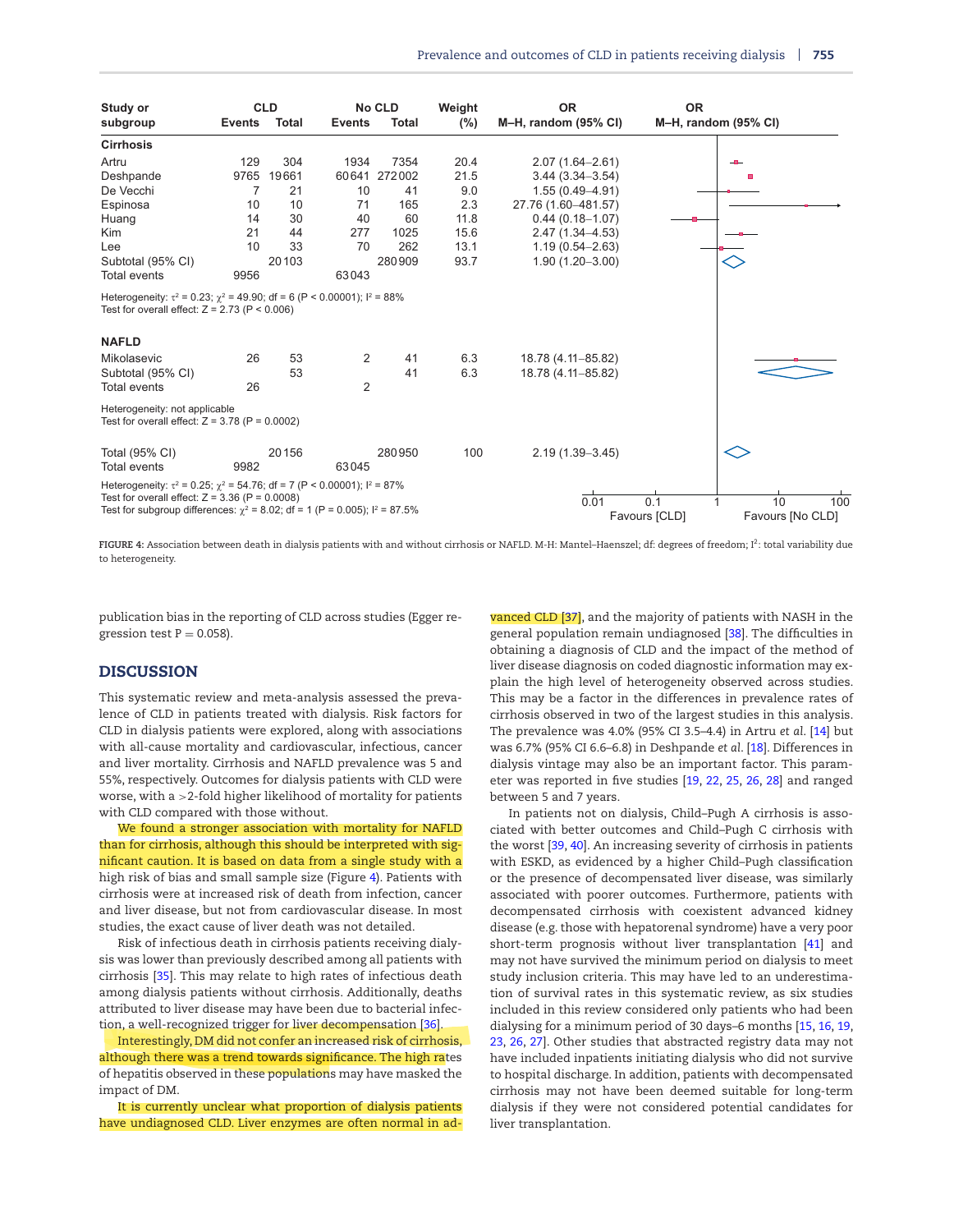| Study or subgroup | CLD Events | CLD Total | No CLD Events | No CLD Total | Weight (%) | OR M–H, random (95% CI) |
|---|---|---|---|---|---|---|
| **Cirrhosis** | | | | | | |
| Artru | 129 | 304 | 1934 | 7354 | 20.4 | 2.07 (1.64–2.61) |
| Deshpande | 9765 | 19661 | 60641 | 272002 | 21.5 | 3.44 (3.34–3.54) |
| De Vecchi | 7 | 21 | 10 | 41 | 9.0 | 1.55 (0.49–4.91) |
| Espinosa | 10 | 10 | 71 | 165 | 2.3 | 27.76 (1.60–481.57) |
| Huang | 14 | 30 | 40 | 60 | 11.8 | 0.44 (0.18–1.07) |
| Kim | 21 | 44 | 277 | 1025 | 15.6 | 2.47 (1.34–4.53) |
| Lee | 10 | 33 | 70 | 262 | 13.1 | 1.19 (0.54–2.63) |
| Subtotal (95% CI) | | 20103 | | 280909 | 93.7 | 1.90 (1.20–3.00) |
| Total events | 9956 | | 63043 | | | |
| Heterogeneity: $\tau^2 = 0.23$; $\chi^2 = 49.90$; df = 6 ($P < 0.00001$); $I^2 = 88\%$ | | | | | | |
| Test for overall effect: Z = 2.73 ($P < 0.006$) | | | | | | |
| **NAFLD** | | | | | | |
| Mikolasevic | 26 | 53 | 2 | 41 | 6.3 | 18.78 (4.11–85.82) |
| Subtotal (95% CI) | | 53 | | 41 | 6.3 | 18.78 (4.11–85.82) |
| Total events | 26 | | 2 | | | |
| Heterogeneity: not applicable | | | | | | |
| Test for overall effect: Z = 3.78 ($P = 0.0002$) | | | | | | |
| Total (95% CI) | | 20156 | | 280950 | 100 | 2.19 (1.39–3.45) |
| Total events | 9982 | | 63045 | | | |
| Heterogeneity: $\tau^2 = 0.25$; $\chi^2 = 54.76$; df = 7 ($P < 0.00001$); $I^2 = 87\%$ | | | | | | |
| Test for overall effect: Z = 3.36 ($P = 0.0008$) | | | | | | |
| Test for subgroup differences: $\chi^2 = 8.02$; df = 1 ($P = 0.005$), $I^2 = 87.5\%$ | | | | | | |

OR M–H, random (95% CI): 0.01, 0.1, 1, 10, 100 — Favours [CLD] / Favours [No CLD]

FIGURE 4: Association between death in dialysis patients with and without cirrhosis or NAFLD. M-H: Mantel–Haenszel; df: degrees of freedom; $I^2$: total variability due to heterogeneity.

publication bias in the reporting of CLD across studies (Egger regression test P = 0.058).

## DISCUSSION

This systematic review and meta-analysis assessed the prevalence of CLD in patients treated with dialysis. Risk factors for CLD in dialysis patients were explored, along with associations with all-cause mortality and cardiovascular, infectious, cancer and liver mortality. Cirrhosis and NAFLD prevalence was 5 and 55%, respectively. Outcomes for dialysis patients with CLD were worse, with a >2-fold higher likelihood of mortality for patients with CLD compared with those without.

We found a stronger association with mortality for NAFLD than for cirrhosis, although this should be interpreted with significant caution. It is based on data from a single study with a high risk of bias and small sample size (Figure 4). Patients with cirrhosis were at increased risk of death from infection, cancer and liver disease, but not from cardiovascular disease. In most studies, the exact cause of liver death was not detailed.

Risk of infectious death in cirrhosis patients receiving dialysis was lower than previously described among all patients with cirrhosis [35]. This may relate to high rates of infectious death among dialysis patients without cirrhosis. Additionally, deaths attributed to liver disease may have been due to bacterial infection, a well-recognized trigger for liver decompensation [36].

Interestingly, DM did not confer an increased risk of cirrhosis, although there was a trend towards significance. The high rates of hepatitis observed in these populations may have masked the impact of DM.

It is currently unclear what proportion of dialysis patients have undiagnosed CLD. Liver enzymes are often normal in advanced CLD [37], and the majority of patients with NASH in the general population remain undiagnosed [38]. The difficulties in obtaining a diagnosis of CLD and the impact of the method of liver disease diagnosis on coded diagnostic information may explain the high level of heterogeneity observed across studies. This may be a factor in the differences in prevalence rates of cirrhosis observed in two of the largest studies in this analysis. The prevalence was 4.0% (95% CI 3.5–4.4) in Artru *et al.* [14] but was 6.7% (95% CI 6.6–6.8) in Deshpande *et al.* [18]. Differences in dialysis vintage may also be an important factor. This parameter was reported in five studies [19, 22, 25, 26, 28] and ranged between 5 and 7 years.

In patients not on dialysis, Child–Pugh A cirrhosis is associated with better outcomes and Child–Pugh C cirrhosis with the worst [39, 40]. An increasing severity of cirrhosis in patients with ESKD, as evidenced by a higher Child–Pugh classification or the presence of decompensated liver disease, was similarly associated with poorer outcomes. Furthermore, patients with decompensated cirrhosis with coexistent advanced kidney disease (e.g. those with hepatorenal syndrome) have a very poor short-term prognosis without liver transplantation [41] and may not have survived the minimum period on dialysis to meet study inclusion criteria. This may have led to an underestimation of survival rates in this systematic review, as six studies included in this review considered only patients who had been dialysing for a minimum period of 30 days–6 months [15, 16, 19, 23, 26, 27]. Other studies that abstracted registry data may not have included inpatients initiating dialysis who did not survive to hospital discharge. In addition, patients with decompensated cirrhosis may not have been deemed suitable for long-term dialysis if they were not considered potential candidates for liver transplantation.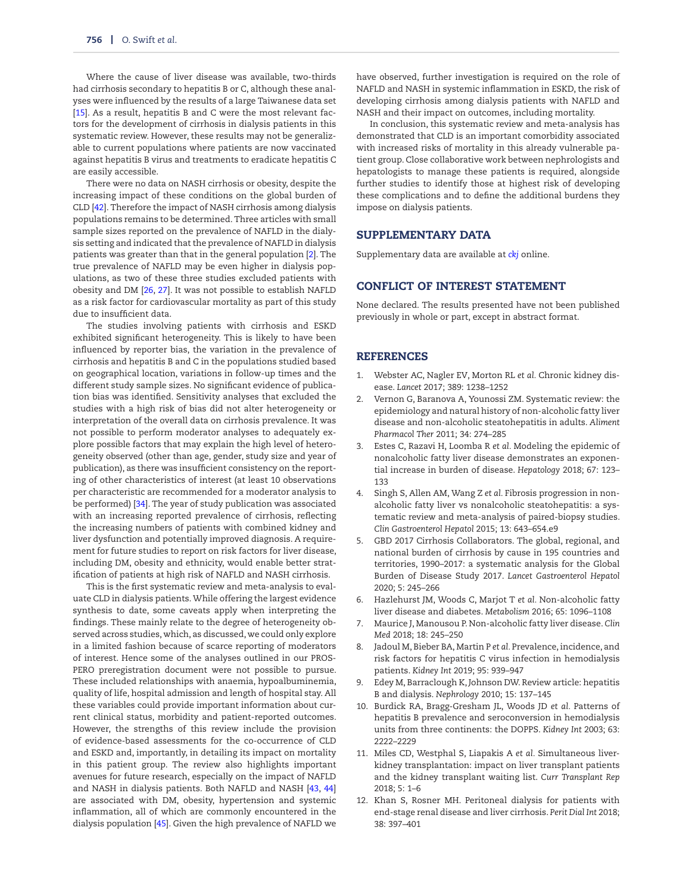Where the cause of liver disease was available, two-thirds had cirrhosis secondary to hepatitis B or C, although these analyses were influenced by the results of a large Taiwanese data set [15]. As a result, hepatitis B and C were the most relevant factors for the development of cirrhosis in dialysis patients in this systematic review. However, these results may not be generalizable to current populations where patients are now vaccinated against hepatitis B virus and treatments to eradicate hepatitis C are easily accessible.

There were no data on NASH cirrhosis or obesity, despite the increasing impact of these conditions on the global burden of CLD [42]. Therefore the impact of NASH cirrhosis among dialysis populations remains to be determined. Three articles with small sample sizes reported on the prevalence of NAFLD in the dialysis setting and indicated that the prevalence of NAFLD in dialysis patients was greater than that in the general population [2]. The true prevalence of NAFLD may be even higher in dialysis populations, as two of these three studies excluded patients with obesity and DM [26, 27]. It was not possible to establish NAFLD as a risk factor for cardiovascular mortality as part of this study due to insufficient data.

The studies involving patients with cirrhosis and ESKD exhibited significant heterogeneity. This is likely to have been influenced by reporter bias, the variation in the prevalence of cirrhosis and hepatitis B and C in the populations studied based on geographical location, variations in follow-up times and the different study sample sizes. No significant evidence of publication bias was identified. Sensitivity analyses that excluded the studies with a high risk of bias did not alter heterogeneity or interpretation of the overall data on cirrhosis prevalence. It was not possible to perform moderator analyses to adequately explore possible factors that may explain the high level of heterogeneity observed (other than age, gender, study size and year of publication), as there was insufficient consistency on the reporting of other characteristics of interest (at least 10 observations per characteristic are recommended for a moderator analysis to be performed) [34]. The year of study publication was associated with an increasing reported prevalence of cirrhosis, reflecting the increasing numbers of patients with combined kidney and liver dysfunction and potentially improved diagnosis. A requirement for future studies to report on risk factors for liver disease, including DM, obesity and ethnicity, would enable better stratification of patients at high risk of NAFLD and NASH cirrhosis.

This is the first systematic review and meta-analysis to evaluate CLD in dialysis patients. While offering the largest evidence synthesis to date, some caveats apply when interpreting the findings. These mainly relate to the degree of heterogeneity observed across studies, which, as discussed, we could only explore in a limited fashion because of scarce reporting of moderators of interest. Hence some of the analyses outlined in our PROSPERO preregistration document were not possible to pursue. These included relationships with anaemia, hypoalbuminemia, quality of life, hospital admission and length of hospital stay. All these variables could provide important information about current clinical status, morbidity and patient-reported outcomes. However, the strengths of this review include the provision of evidence-based assessments for the co-occurrence of CLD and ESKD and, importantly, in detailing its impact on mortality in this patient group. The review also highlights important avenues for future research, especially on the impact of NAFLD and NASH in dialysis patients. Both NAFLD and NASH [43, 44] are associated with DM, obesity, hypertension and systemic inflammation, all of which are commonly encountered in the dialysis population [45]. Given the high prevalence of NAFLD we have observed, further investigation is required on the role of NAFLD and NASH in systemic inflammation in ESKD, the risk of developing cirrhosis among dialysis patients with NAFLD and NASH and their impact on outcomes, including mortality.

In conclusion, this systematic review and meta-analysis has demonstrated that CLD is an important comorbidity associated with increased risks of mortality in this already vulnerable patient group. Close collaborative work between nephrologists and hepatologists to manage these patients is required, alongside further studies to identify those at highest risk of developing these complications and to define the additional burdens they impose on dialysis patients.

## SUPPLEMENTARY DATA

Supplementary data are available at *ckj* online.

## CONFLICT OF INTEREST STATEMENT

None declared. The results presented have not been published previously in whole or part, except in abstract format.

## REFERENCES

1. Webster AC, Nagler EV, Morton RL *et al.* Chronic kidney disease. *Lancet* 2017; 389: 1238–1252
2. Vernon G, Baranova A, Younossi ZM. Systematic review: the epidemiology and natural history of non-alcoholic fatty liver disease and non-alcoholic steatohepatitis in adults. *Aliment Pharmacol Ther* 2011; 34: 274–285
3. Estes C, Razavi H, Loomba R *et al.* Modeling the epidemic of nonalcoholic fatty liver disease demonstrates an exponential increase in burden of disease. *Hepatology* 2018; 67: 123–133
4. Singh S, Allen AM, Wang Z *et al.* Fibrosis progression in nonalcoholic fatty liver vs nonalcoholic steatohepatitis: a systematic review and meta-analysis of paired-biopsy studies. *Clin Gastroenterol Hepatol* 2015; 13: 643–654.e9
5. GBD 2017 Cirrhosis Collaborators. The global, regional, and national burden of cirrhosis by cause in 195 countries and territories, 1990–2017: a systematic analysis for the Global Burden of Disease Study 2017. *Lancet Gastroenterol Hepatol* 2020; 5: 245–266
6. Hazlehurst JM, Woods C, Marjot T *et al.* Non-alcoholic fatty liver disease and diabetes. *Metabolism* 2016; 65: 1096–1108
7. Maurice J, Manousou P. Non-alcoholic fatty liver disease. *Clin Med* 2018; 18: 245–250
8. Jadoul M, Bieber BA, Martin P *et al.* Prevalence, incidence, and risk factors for hepatitis C virus infection in hemodialysis patients. *Kidney Int* 2019; 95: 939–947
9. Edey M, Barraclough K, Johnson DW. Review article: hepatitis B and dialysis. *Nephrology* 2010; 15: 137–145
10. Burdick RA, Bragg-Gresham JL, Woods JD *et al.* Patterns of hepatitis B prevalence and seroconversion in hemodialysis units from three continents: the DOPPS. *Kidney Int* 2003; 63: 2222–2229
11. Miles CD, Westphal S, Liapakis A *et al.* Simultaneous liver-kidney transplantation: impact on liver transplant patients and the kidney transplant waiting list. *Curr Transplant Rep* 2018; 5: 1–6
12. Khan S, Rosner MH. Peritoneal dialysis for patients with end-stage renal disease and liver cirrhosis. *Perit Dial Int* 2018; 38: 397–401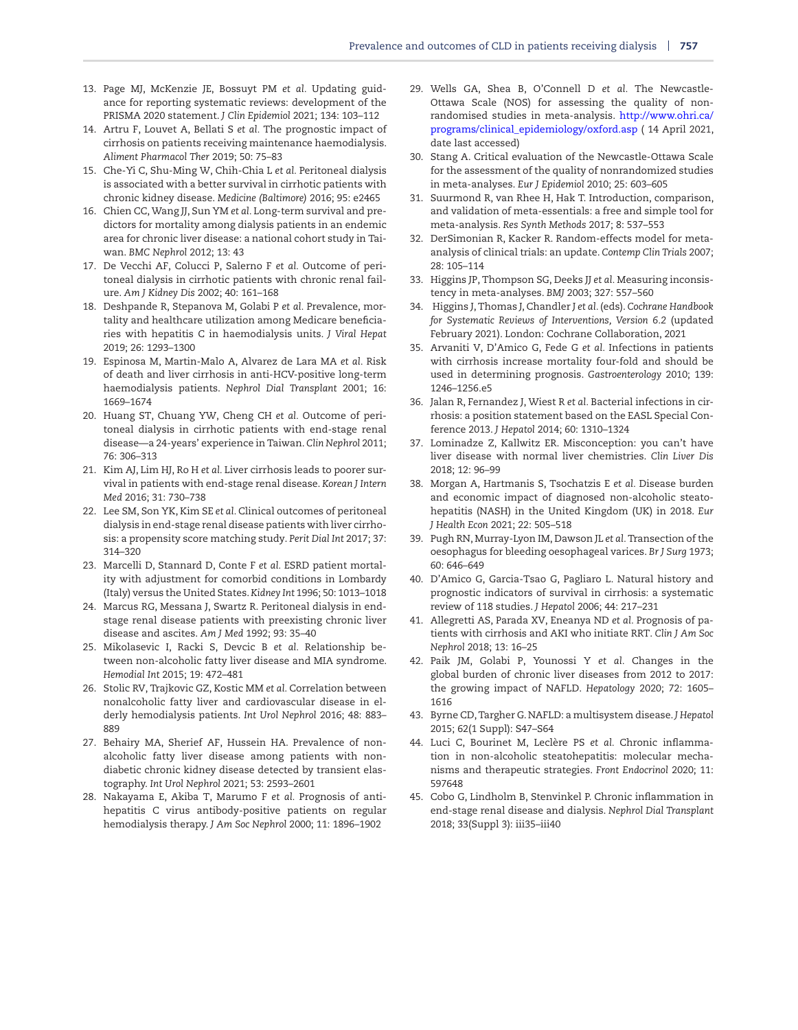13. Page MJ, McKenzie JE, Bossuyt PM *et al.* Updating guidance for reporting systematic reviews: development of the PRISMA 2020 statement. *J Clin Epidemiol* 2021; 134: 103–112
14. Artru F, Louvet A, Bellati S *et al.* The prognostic impact of cirrhosis on patients receiving maintenance haemodialysis. *Aliment Pharmacol Ther* 2019; 50: 75–83
15. Che-Yi C, Shu-Ming W, Chih-Chia L *et al.* Peritoneal dialysis is associated with a better survival in cirrhotic patients with chronic kidney disease. *Medicine (Baltimore)* 2016; 95: e2465
16. Chien CC, Wang JJ, Sun YM *et al.* Long-term survival and predictors for mortality among dialysis patients in an endemic area for chronic liver disease: a national cohort study in Taiwan. *BMC Nephrol* 2012; 13: 43
17. De Vecchi AF, Colucci P, Salerno F *et al.* Outcome of peritoneal dialysis in cirrhotic patients with chronic renal failure. *Am J Kidney Dis* 2002; 40: 161–168
18. Deshpande R, Stepanova M, Golabi P *et al.* Prevalence, mortality and healthcare utilization among Medicare beneficiaries with hepatitis C in haemodialysis units. *J Viral Hepat* 2019; 26: 1293–1300
19. Espinosa M, Martin-Malo A, Alvarez de Lara MA *et al.* Risk of death and liver cirrhosis in anti-HCV-positive long-term haemodialysis patients. *Nephrol Dial Transplant* 2001; 16: 1669–1674
20. Huang ST, Chuang YW, Cheng CH *et al.* Outcome of peritoneal dialysis in cirrhotic patients with end-stage renal disease—a 24-years' experience in Taiwan. *Clin Nephrol* 2011; 76: 306–313
21. Kim AJ, Lim HJ, Ro H *et al.* Liver cirrhosis leads to poorer survival in patients with end-stage renal disease. *Korean J Intern Med* 2016; 31: 730–738
22. Lee SM, Son YK, Kim SE *et al.* Clinical outcomes of peritoneal dialysis in end-stage renal disease patients with liver cirrhosis: a propensity score matching study. *Perit Dial Int* 2017; 37: 314–320
23. Marcelli D, Stannard D, Conte F *et al.* ESRD patient mortality with adjustment for comorbid conditions in Lombardy (Italy) versus the United States. *Kidney Int* 1996; 50: 1013–1018
24. Marcus RG, Messana J, Swartz R. Peritoneal dialysis in end-stage renal disease patients with preexisting chronic liver disease and ascites. *Am J Med* 1992; 93: 35–40
25. Mikolasevic I, Racki S, Devcic B *et al.* Relationship between non-alcoholic fatty liver disease and MIA syndrome. *Hemodial Int* 2015; 19: 472–481
26. Stolic RV, Trajkovic GZ, Kostic MM *et al.* Correlation between nonalcoholic fatty liver and cardiovascular disease in elderly hemodialysis patients. *Int Urol Nephrol* 2016; 48: 883–889
27. Behairy MA, Sherief AF, Hussein HA. Prevalence of non-alcoholic fatty liver disease among patients with non-diabetic chronic kidney disease detected by transient elastography. *Int Urol Nephrol* 2021; 53: 2593–2601
28. Nakayama E, Akiba T, Marumo F *et al.* Prognosis of anti-hepatitis C virus antibody-positive patients on regular hemodialysis therapy. *J Am Soc Nephrol* 2000; 11: 1896–1902
29. Wells GA, Shea B, O'Connell D *et al.* The Newcastle-Ottawa Scale (NOS) for assessing the quality of non-randomised studies in meta-analysis. http://www.ohri.ca/programs/clinical_epidemiology/oxford.asp ( 14 April 2021, date last accessed)
30. Stang A. Critical evaluation of the Newcastle-Ottawa Scale for the assessment of the quality of nonrandomized studies in meta-analyses. *Eur J Epidemiol* 2010; 25: 603–605
31. Suurmond R, van Rhee H, Hak T. Introduction, comparison, and validation of meta-essentials: a free and simple tool for meta-analysis. *Res Synth Methods* 2017; 8: 537–553
32. DerSimonian R, Kacker R. Random-effects model for meta-analysis of clinical trials: an update. *Contemp Clin Trials* 2007; 28: 105–114
33. Higgins JP, Thompson SG, Deeks JJ *et al.* Measuring inconsistency in meta-analyses. *BMJ* 2003; 327: 557–560
34. Higgins J, Thomas J, Chandler J *et al.* (eds). *Cochrane Handbook for Systematic Reviews of Interventions, Version 6.2* (updated February 2021). London: Cochrane Collaboration, 2021
35. Arvaniti V, D'Amico G, Fede G *et al.* Infections in patients with cirrhosis increase mortality four-fold and should be used in determining prognosis. *Gastroenterology* 2010; 139: 1246–1256.e5
36. Jalan R, Fernandez J, Wiest R *et al.* Bacterial infections in cirrhosis: a position statement based on the EASL Special Conference 2013. *J Hepatol* 2014; 60: 1310–1324
37. Lominadze Z, Kallwitz ER. Misconception: you can't have liver disease with normal liver chemistries. *Clin Liver Dis* 2018; 12: 96–99
38. Morgan A, Hartmanis S, Tsochatzis E *et al.* Disease burden and economic impact of diagnosed non-alcoholic steatohepatitis (NASH) in the United Kingdom (UK) in 2018. *Eur J Health Econ* 2021; 22: 505–518
39. Pugh RN, Murray-Lyon IM, Dawson JL *et al.* Transection of the oesophagus for bleeding oesophageal varices. *Br J Surg* 1973; 60: 646–649
40. D'Amico G, Garcia-Tsao G, Pagliaro L. Natural history and prognostic indicators of survival in cirrhosis: a systematic review of 118 studies. *J Hepatol* 2006; 44: 217–231
41. Allegretti AS, Parada XV, Eneanya ND *et al.* Prognosis of patients with cirrhosis and AKI who initiate RRT. *Clin J Am Soc Nephrol* 2018; 13: 16–25
42. Paik JM, Golabi P, Younossi Y *et al.* Changes in the global burden of chronic liver diseases from 2012 to 2017: the growing impact of NAFLD. *Hepatology* 2020; 72: 1605–1616
43. Byrne CD, Targher G. NAFLD: a multisystem disease. *J Hepatol* 2015; 62(1 Suppl): S47–S64
44. Luci C, Bourinet M, Leclère PS *et al.* Chronic inflammation in non-alcoholic steatohepatitis: molecular mechanisms and therapeutic strategies. *Front Endocrinol* 2020; 11: 597648
45. Cobo G, Lindholm B, Stenvinkel P. Chronic inflammation in end-stage renal disease and dialysis. *Nephrol Dial Transplant* 2018; 33(Suppl 3): iii35–iii40